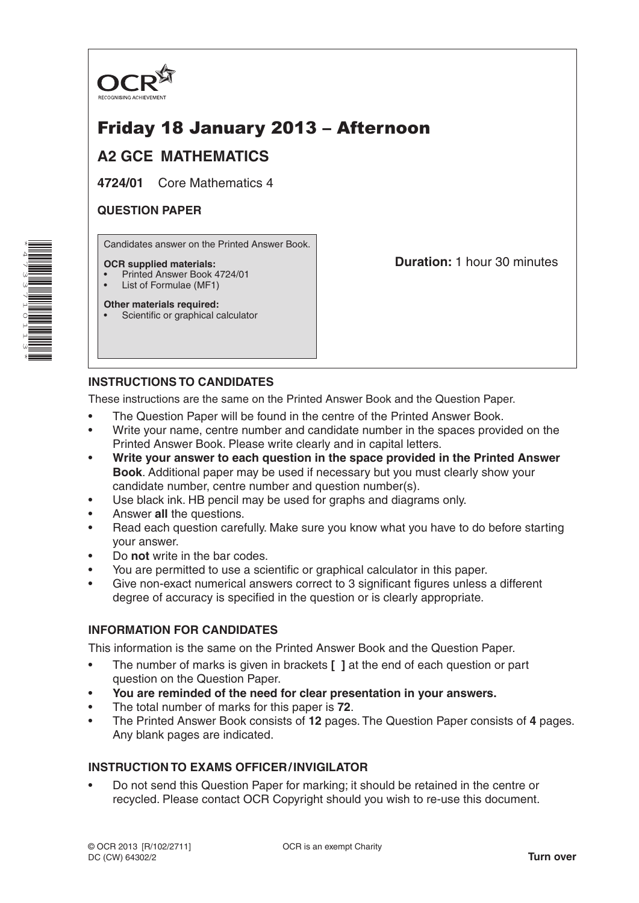OCR
RECOGNISING ACHIEVEMENT

# Friday 18 January 2013 – Afternoon

## A2 GCE MATHEMATICS

**4724/01** Core Mathematics 4

**QUESTION PAPER**

Candidates answer on the Printed Answer Book.

**OCR supplied materials:**
- Printed Answer Book 4724/01
- List of Formulae (MF1)

**Other materials required:**
- Scientific or graphical calculator

**Duration:** 1 hour 30 minutes

### INSTRUCTIONS TO CANDIDATES

These instructions are the same on the Printed Answer Book and the Question Paper.

- The Question Paper will be found in the centre of the Printed Answer Book.
- Write your name, centre number and candidate number in the spaces provided on the Printed Answer Book. Please write clearly and in capital letters.
- **Write your answer to each question in the space provided in the Printed Answer Book**. Additional paper may be used if necessary but you must clearly show your candidate number, centre number and question number(s).
- Use black ink. HB pencil may be used for graphs and diagrams only.
- Answer **all** the questions.
- Read each question carefully. Make sure you know what you have to do before starting your answer.
- Do **not** write in the bar codes.
- You are permitted to use a scientific or graphical calculator in this paper.
- Give non-exact numerical answers correct to 3 significant figures unless a different degree of accuracy is specified in the question or is clearly appropriate.

### INFORMATION FOR CANDIDATES

This information is the same on the Printed Answer Book and the Question Paper.

- The number of marks is given in brackets **[ ]** at the end of each question or part question on the Question Paper.
- **You are reminded of the need for clear presentation in your answers.**
- The total number of marks for this paper is **72**.
- The Printed Answer Book consists of **12** pages. The Question Paper consists of **4** pages. Any blank pages are indicated.

### INSTRUCTION TO EXAMS OFFICER / INVIGILATOR

- Do not send this Question Paper for marking; it should be retained in the centre or recycled. Please contact OCR Copyright should you wish to re-use this document.

© OCR 2013 [R/102/2711]
DC (CW) 64302/2

OCR is an exempt Charity

**Turn over**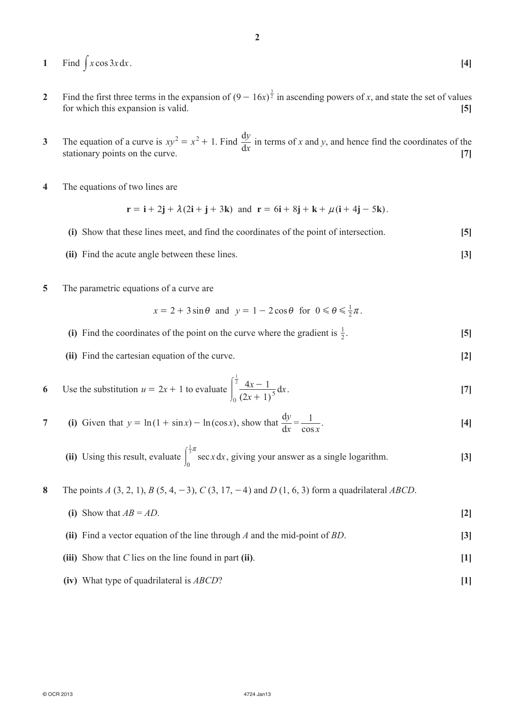**1** Find $\int x \cos 3x \, \mathrm{d}x$. **[4]**

**2** Find the first three terms in the expansion of $(9 - 16x)^{\frac{3}{2}}$ in ascending powers of $x$, and state the set of values for which this expansion is valid. **[5]**

**3** The equation of a curve is $xy^2 = x^2 + 1$. Find $\frac{\mathrm{d}y}{\mathrm{d}x}$ in terms of $x$ and $y$, and hence find the coordinates of the stationary points on the curve. **[7]**

**4** The equations of two lines are

$$\mathbf{r} = \mathbf{i} + 2\mathbf{j} + \lambda(2\mathbf{i} + \mathbf{j} + 3\mathbf{k}) \text{ and } \mathbf{r} = 6\mathbf{i} + 8\mathbf{j} + \mathbf{k} + \mu(\mathbf{i} + 4\mathbf{j} - 5\mathbf{k}).$$

**(i)** Show that these lines meet, and find the coordinates of the point of intersection. **[5]**

**(ii)** Find the acute angle between these lines. **[3]**

**5** The parametric equations of a curve are

$$x = 2 + 3\sin\theta \text{ and } y = 1 - 2\cos\theta \text{ for } 0 \leqslant \theta \leqslant \tfrac{1}{2}\pi.$$

**(i)** Find the coordinates of the point on the curve where the gradient is $\frac{1}{2}$. **[5]**

**(ii)** Find the cartesian equation of the curve. **[2]**

**6** Use the substitution $u = 2x + 1$ to evaluate $\displaystyle\int_0^{\frac{1}{2}} \frac{4x - 1}{(2x + 1)^5} \, \mathrm{d}x$. **[7]**

**7** **(i)** Given that $y = \ln(1 + \sin x) - \ln(\cos x)$, show that $\frac{\mathrm{d}y}{\mathrm{d}x} = \frac{1}{\cos x}$. **[4]**

**(ii)** Using this result, evaluate $\displaystyle\int_0^{\frac{1}{3}\pi} \sec x \, \mathrm{d}x$, giving your answer as a single logarithm. **[3]**

**8** The points $A$ (3, 2, 1), $B$ (5, 4, −3), $C$ (3, 17, −4) and $D$ (1, 6, 3) form a quadrilateral $ABCD$.

**(i)** Show that $AB = AD$. **[2]**

**(ii)** Find a vector equation of the line through $A$ and the mid-point of $BD$. **[3]**

**(iii)** Show that $C$ lies on the line found in part **(ii)**. **[1]**

**(iv)** What type of quadrilateral is $ABCD$? **[1]**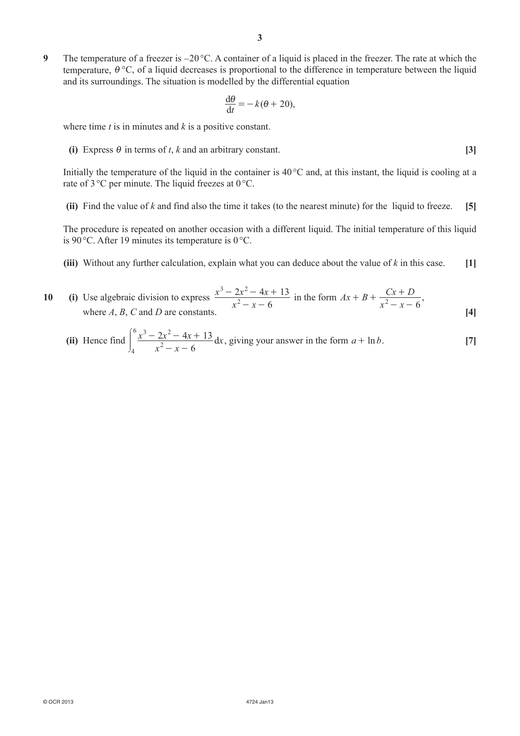**9** The temperature of a freezer is –20 °C. A container of a liquid is placed in the freezer. The rate at which the temperature, $\theta$ °C, of a liquid decreases is proportional to the difference in temperature between the liquid and its surroundings. The situation is modelled by the differential equation

$$\frac{d\theta}{dt} = -k(\theta + 20),$$

where time $t$ is in minutes and $k$ is a positive constant.

**(i)** Express $\theta$ in terms of $t$, $k$ and an arbitrary constant. **[3]**

Initially the temperature of the liquid in the container is 40 °C and, at this instant, the liquid is cooling at a rate of 3 °C per minute. The liquid freezes at 0 °C.

**(ii)** Find the value of $k$ and find also the time it takes (to the nearest minute) for the liquid to freeze. **[5]**

The procedure is repeated on another occasion with a different liquid. The initial temperature of this liquid is 90 °C. After 19 minutes its temperature is 0 °C.

**(iii)** Without any further calculation, explain what you can deduce about the value of $k$ in this case. **[1]**

**10** **(i)** Use algebraic division to express $\dfrac{x^3 - 2x^2 - 4x + 13}{x^2 - x - 6}$ in the form $Ax + B + \dfrac{Cx + D}{x^2 - x - 6}$, where $A$, $B$, $C$ and $D$ are constants. **[4]**

**(ii)** Hence find $\displaystyle\int_4^6 \frac{x^3 - 2x^2 - 4x + 13}{x^2 - x - 6}\,dx$, giving your answer in the form $a + \ln b$. **[7]**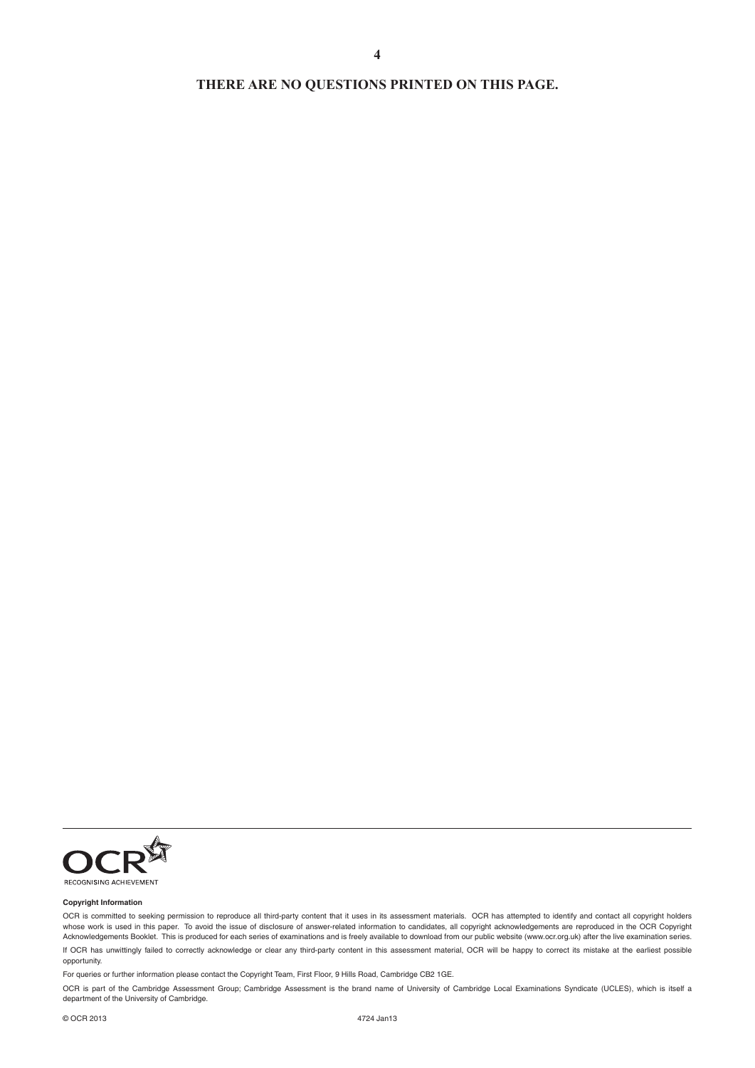**THERE ARE NO QUESTIONS PRINTED ON THIS PAGE.**

OCR

RECOGNISING ACHIEVEMENT

**Copyright Information**

OCR is committed to seeking permission to reproduce all third-party content that it uses in its assessment materials. OCR has attempted to identify and contact all copyright holders whose work is used in this paper. To avoid the issue of disclosure of answer-related information to candidates, all copyright acknowledgements are reproduced in the OCR Copyright Acknowledgements Booklet. This is produced for each series of examinations and is freely available to download from our public website (www.ocr.org.uk) after the live examination series.

If OCR has unwittingly failed to correctly acknowledge or clear any third-party content in this assessment material, OCR will be happy to correct its mistake at the earliest possible opportunity.

For queries or further information please contact the Copyright Team, First Floor, 9 Hills Road, Cambridge CB2 1GE.

OCR is part of the Cambridge Assessment Group; Cambridge Assessment is the brand name of University of Cambridge Local Examinations Syndicate (UCLES), which is itself a department of the University of Cambridge.

© OCR 2013

4724 Jan13